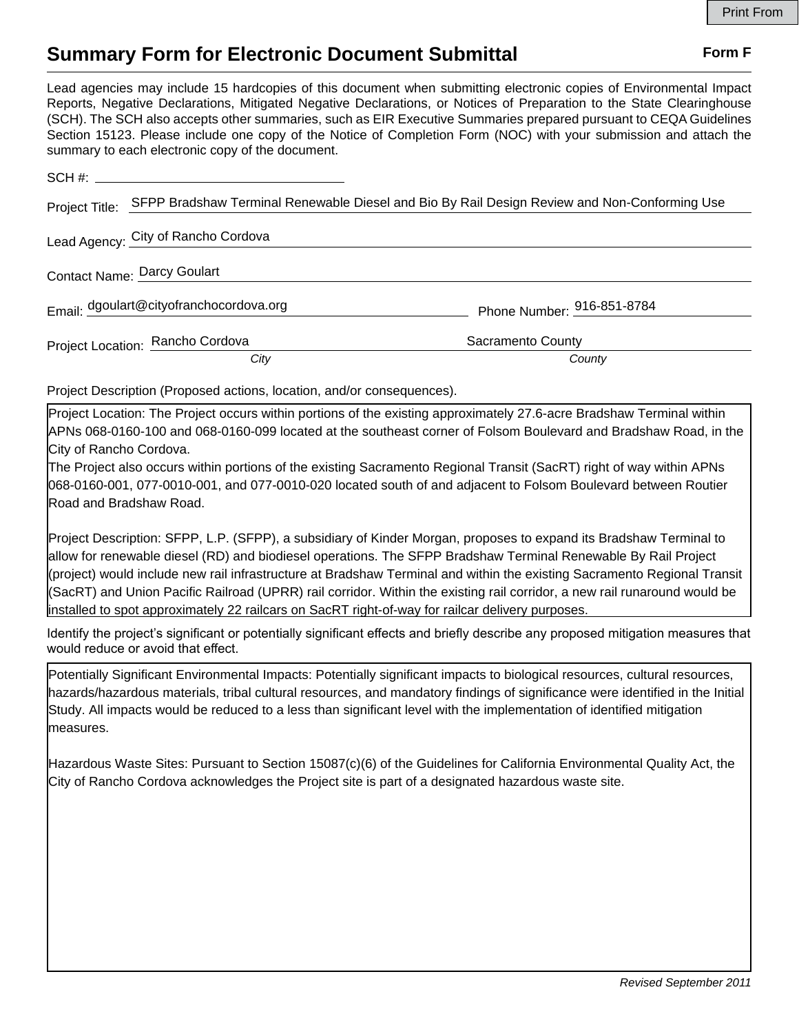Print From

# Summary Form for Electronic Document Submittal

**Form F**

Lead agencies may include 15 hardcopies of this document when submitting electronic copies of Environmental Impact Reports, Negative Declarations, Mitigated Negative Declarations, or Notices of Preparation to the State Clearinghouse (SCH). The SCH also accepts other summaries, such as EIR Executive Summaries prepared pursuant to CEQA Guidelines Section 15123. Please include one copy of the Notice of Completion Form (NOC) with your submission and attach the summary to each electronic copy of the document.

SCH #: ____________________

Project Title: SFPP Bradshaw Terminal Renewable Diesel and Bio By Rail Design Review and Non-Conforming Use

Lead Agency: City of Rancho Cordova

Contact Name: Darcy Goulart

Email: dgoulart@cityofranchocordova.org

Phone Number: 916-851-8784

Project Location: Rancho Cordova (*City*) Sacramento County (*County*)

Project Description (Proposed actions, location, and/or consequences).

Project Location: The Project occurs within portions of the existing approximately 27.6-acre Bradshaw Terminal within APNs 068-0160-100 and 068-0160-099 located at the southeast corner of Folsom Boulevard and Bradshaw Road, in the City of Rancho Cordova.
The Project also occurs within portions of the existing Sacramento Regional Transit (SacRT) right of way within APNs 068-0160-001, 077-0010-001, and 077-0010-020 located south of and adjacent to Folsom Boulevard between Routier Road and Bradshaw Road.

Project Description: SFPP, L.P. (SFPP), a subsidiary of Kinder Morgan, proposes to expand its Bradshaw Terminal to allow for renewable diesel (RD) and biodiesel operations. The SFPP Bradshaw Terminal Renewable By Rail Project (project) would include new rail infrastructure at Bradshaw Terminal and within the existing Sacramento Regional Transit (SacRT) and Union Pacific Railroad (UPRR) rail corridor. Within the existing rail corridor, a new rail runaround would be installed to spot approximately 22 railcars on SacRT right-of-way for railcar delivery purposes.

Identify the project's significant or potentially significant effects and briefly describe any proposed mitigation measures that would reduce or avoid that effect.

Potentially Significant Environmental Impacts: Potentially significant impacts to biological resources, cultural resources, hazards/hazardous materials, tribal cultural resources, and mandatory findings of significance were identified in the Initial Study. All impacts would be reduced to a less than significant level with the implementation of identified mitigation measures.

Hazardous Waste Sites: Pursuant to Section 15087(c)(6) of the Guidelines for California Environmental Quality Act, the City of Rancho Cordova acknowledges the Project site is part of a designated hazardous waste site.

*Revised September 2011*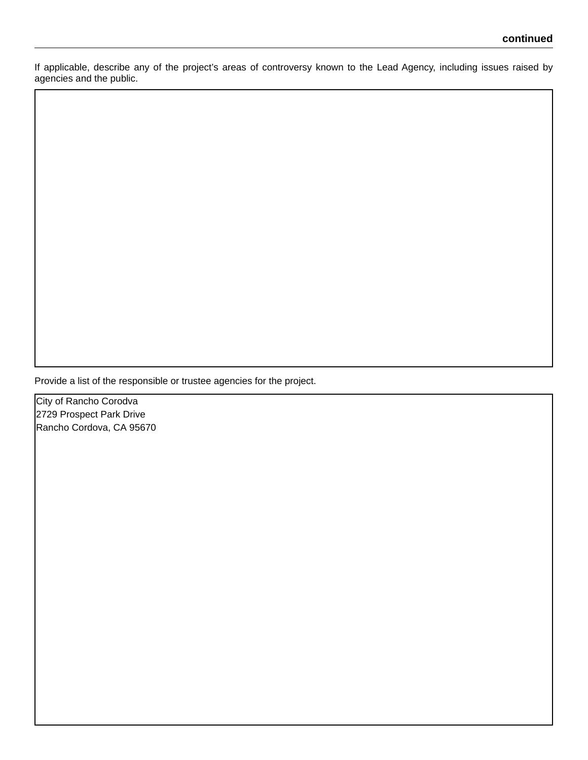**continued**

If applicable, describe any of the project's areas of controversy known to the Lead Agency, including issues raised by agencies and the public.

Provide a list of the responsible or trustee agencies for the project.

City of Rancho Corodva
2729 Prospect Park Drive
Rancho Cordova, CA 95670